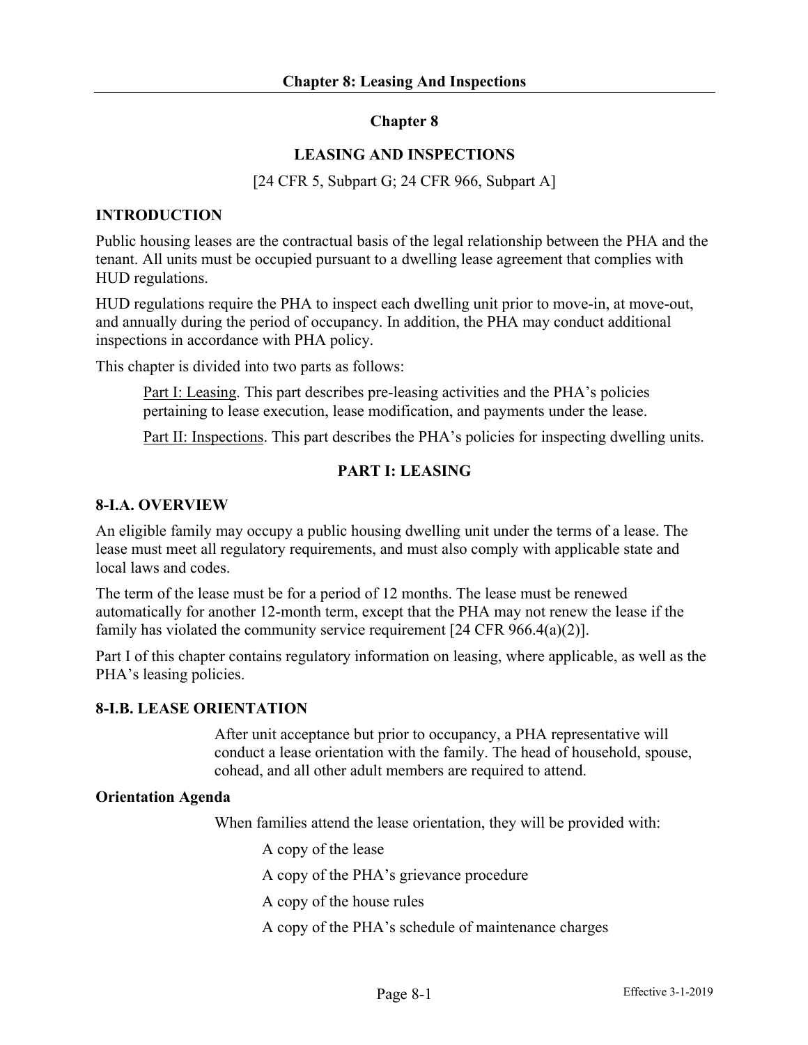# Chapter 8

## LEASING AND INSPECTIONS

[24 CFR 5, Subpart G; 24 CFR 966, Subpart A]

### INTRODUCTION

Public housing leases are the contractual basis of the legal relationship between the PHA and the tenant. All units must be occupied pursuant to a dwelling lease agreement that complies with HUD regulations.

HUD regulations require the PHA to inspect each dwelling unit prior to move-in, at move-out, and annually during the period of occupancy. In addition, the PHA may conduct additional inspections in accordance with PHA policy.

This chapter is divided into two parts as follows:

> Part I: Leasing. This part describes pre-leasing activities and the PHA's policies pertaining to lease execution, lease modification, and payments under the lease.
>
> Part II: Inspections. This part describes the PHA's policies for inspecting dwelling units.

## PART I: LEASING

### 8-I.A. OVERVIEW

An eligible family may occupy a public housing dwelling unit under the terms of a lease. The lease must meet all regulatory requirements, and must also comply with applicable state and local laws and codes.

The term of the lease must be for a period of 12 months. The lease must be renewed automatically for another 12-month term, except that the PHA may not renew the lease if the family has violated the community service requirement [24 CFR 966.4(a)(2)].

Part I of this chapter contains regulatory information on leasing, where applicable, as well as the PHA's leasing policies.

### 8-I.B. LEASE ORIENTATION

After unit acceptance but prior to occupancy, a PHA representative will conduct a lease orientation with the family. The head of household, spouse, cohead, and all other adult members are required to attend.

#### Orientation Agenda

When families attend the lease orientation, they will be provided with:

- A copy of the lease
- A copy of the PHA's grievance procedure
- A copy of the house rules
- A copy of the PHA's schedule of maintenance charges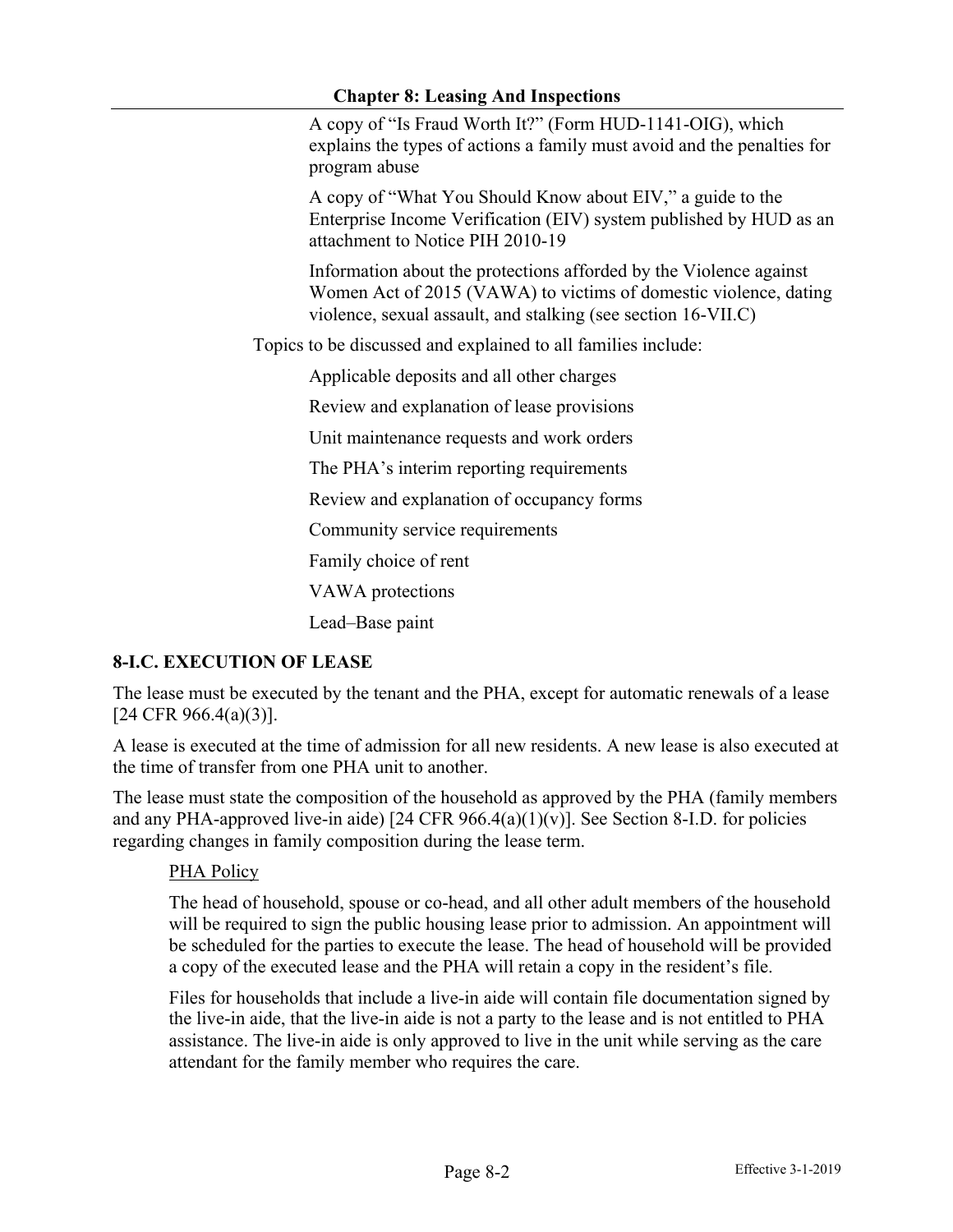A copy of "Is Fraud Worth It?" (Form HUD-1141-OIG), which explains the types of actions a family must avoid and the penalties for program abuse

A copy of "What You Should Know about EIV," a guide to the Enterprise Income Verification (EIV) system published by HUD as an attachment to Notice PIH 2010-19

Information about the protections afforded by the Violence against Women Act of 2015 (VAWA) to victims of domestic violence, dating violence, sexual assault, and stalking (see section 16-VII.C)

Topics to be discussed and explained to all families include:

Applicable deposits and all other charges

Review and explanation of lease provisions

Unit maintenance requests and work orders

The PHA's interim reporting requirements

Review and explanation of occupancy forms

Community service requirements

Family choice of rent

VAWA protections

Lead–Base paint

## 8-I.C. EXECUTION OF LEASE

The lease must be executed by the tenant and the PHA, except for automatic renewals of a lease [24 CFR 966.4(a)(3)].

A lease is executed at the time of admission for all new residents. A new lease is also executed at the time of transfer from one PHA unit to another.

The lease must state the composition of the household as approved by the PHA (family members and any PHA-approved live-in aide) [24 CFR 966.4(a)(1)(v)]. See Section 8-I.D. for policies regarding changes in family composition during the lease term.

PHA Policy

The head of household, spouse or co-head, and all other adult members of the household will be required to sign the public housing lease prior to admission. An appointment will be scheduled for the parties to execute the lease. The head of household will be provided a copy of the executed lease and the PHA will retain a copy in the resident's file.

Files for households that include a live-in aide will contain file documentation signed by the live-in aide, that the live-in aide is not a party to the lease and is not entitled to PHA assistance. The live-in aide is only approved to live in the unit while serving as the care attendant for the family member who requires the care.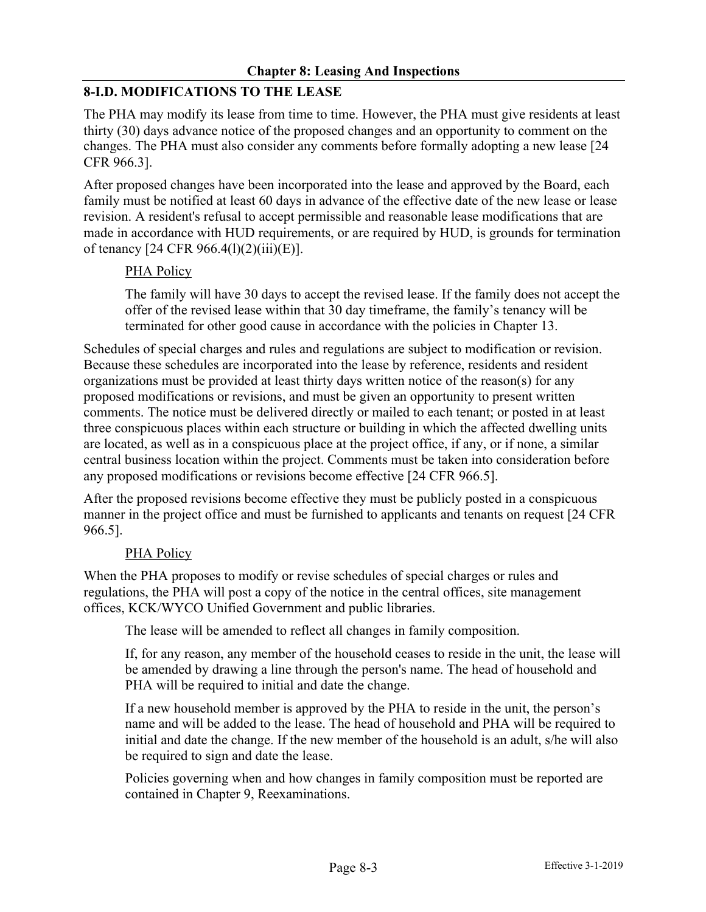## 8-I.D. MODIFICATIONS TO THE LEASE

The PHA may modify its lease from time to time. However, the PHA must give residents at least thirty (30) days advance notice of the proposed changes and an opportunity to comment on the changes. The PHA must also consider any comments before formally adopting a new lease [24 CFR 966.3].

After proposed changes have been incorporated into the lease and approved by the Board, each family must be notified at least 60 days in advance of the effective date of the new lease or lease revision. A resident's refusal to accept permissible and reasonable lease modifications that are made in accordance with HUD requirements, or are required by HUD, is grounds for termination of tenancy [24 CFR 966.4(l)(2)(iii)(E)].

PHA Policy

The family will have 30 days to accept the revised lease. If the family does not accept the offer of the revised lease within that 30 day timeframe, the family's tenancy will be terminated for other good cause in accordance with the policies in Chapter 13.

Schedules of special charges and rules and regulations are subject to modification or revision. Because these schedules are incorporated into the lease by reference, residents and resident organizations must be provided at least thirty days written notice of the reason(s) for any proposed modifications or revisions, and must be given an opportunity to present written comments. The notice must be delivered directly or mailed to each tenant; or posted in at least three conspicuous places within each structure or building in which the affected dwelling units are located, as well as in a conspicuous place at the project office, if any, or if none, a similar central business location within the project. Comments must be taken into consideration before any proposed modifications or revisions become effective [24 CFR 966.5].

After the proposed revisions become effective they must be publicly posted in a conspicuous manner in the project office and must be furnished to applicants and tenants on request [24 CFR 966.5].

PHA Policy

When the PHA proposes to modify or revise schedules of special charges or rules and regulations, the PHA will post a copy of the notice in the central offices, site management offices, KCK/WYCO Unified Government and public libraries.

The lease will be amended to reflect all changes in family composition.

If, for any reason, any member of the household ceases to reside in the unit, the lease will be amended by drawing a line through the person's name. The head of household and PHA will be required to initial and date the change.

If a new household member is approved by the PHA to reside in the unit, the person's name and will be added to the lease. The head of household and PHA will be required to initial and date the change. If the new member of the household is an adult, s/he will also be required to sign and date the lease.

Policies governing when and how changes in family composition must be reported are contained in Chapter 9, Reexaminations.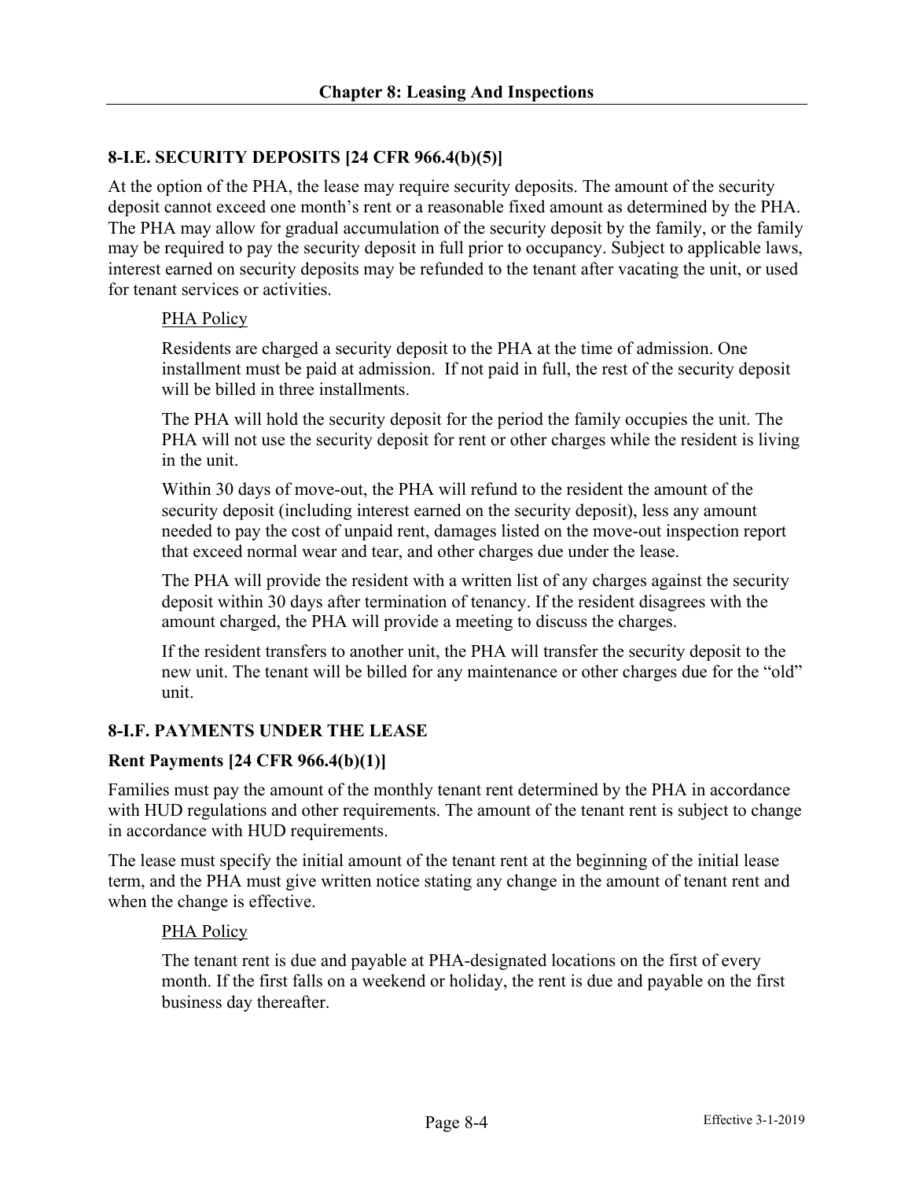## 8-I.E. SECURITY DEPOSITS [24 CFR 966.4(b)(5)]

At the option of the PHA, the lease may require security deposits. The amount of the security deposit cannot exceed one month's rent or a reasonable fixed amount as determined by the PHA. The PHA may allow for gradual accumulation of the security deposit by the family, or the family may be required to pay the security deposit in full prior to occupancy. Subject to applicable laws, interest earned on security deposits may be refunded to the tenant after vacating the unit, or used for tenant services or activities.

PHA Policy

Residents are charged a security deposit to the PHA at the time of admission. One installment must be paid at admission. If not paid in full, the rest of the security deposit will be billed in three installments.

The PHA will hold the security deposit for the period the family occupies the unit. The PHA will not use the security deposit for rent or other charges while the resident is living in the unit.

Within 30 days of move-out, the PHA will refund to the resident the amount of the security deposit (including interest earned on the security deposit), less any amount needed to pay the cost of unpaid rent, damages listed on the move-out inspection report that exceed normal wear and tear, and other charges due under the lease.

The PHA will provide the resident with a written list of any charges against the security deposit within 30 days after termination of tenancy. If the resident disagrees with the amount charged, the PHA will provide a meeting to discuss the charges.

If the resident transfers to another unit, the PHA will transfer the security deposit to the new unit. The tenant will be billed for any maintenance or other charges due for the "old" unit.

## 8-I.F. PAYMENTS UNDER THE LEASE

### Rent Payments [24 CFR 966.4(b)(1)]

Families must pay the amount of the monthly tenant rent determined by the PHA in accordance with HUD regulations and other requirements. The amount of the tenant rent is subject to change in accordance with HUD requirements.

The lease must specify the initial amount of the tenant rent at the beginning of the initial lease term, and the PHA must give written notice stating any change in the amount of tenant rent and when the change is effective.

PHA Policy

The tenant rent is due and payable at PHA-designated locations on the first of every month. If the first falls on a weekend or holiday, the rent is due and payable on the first business day thereafter.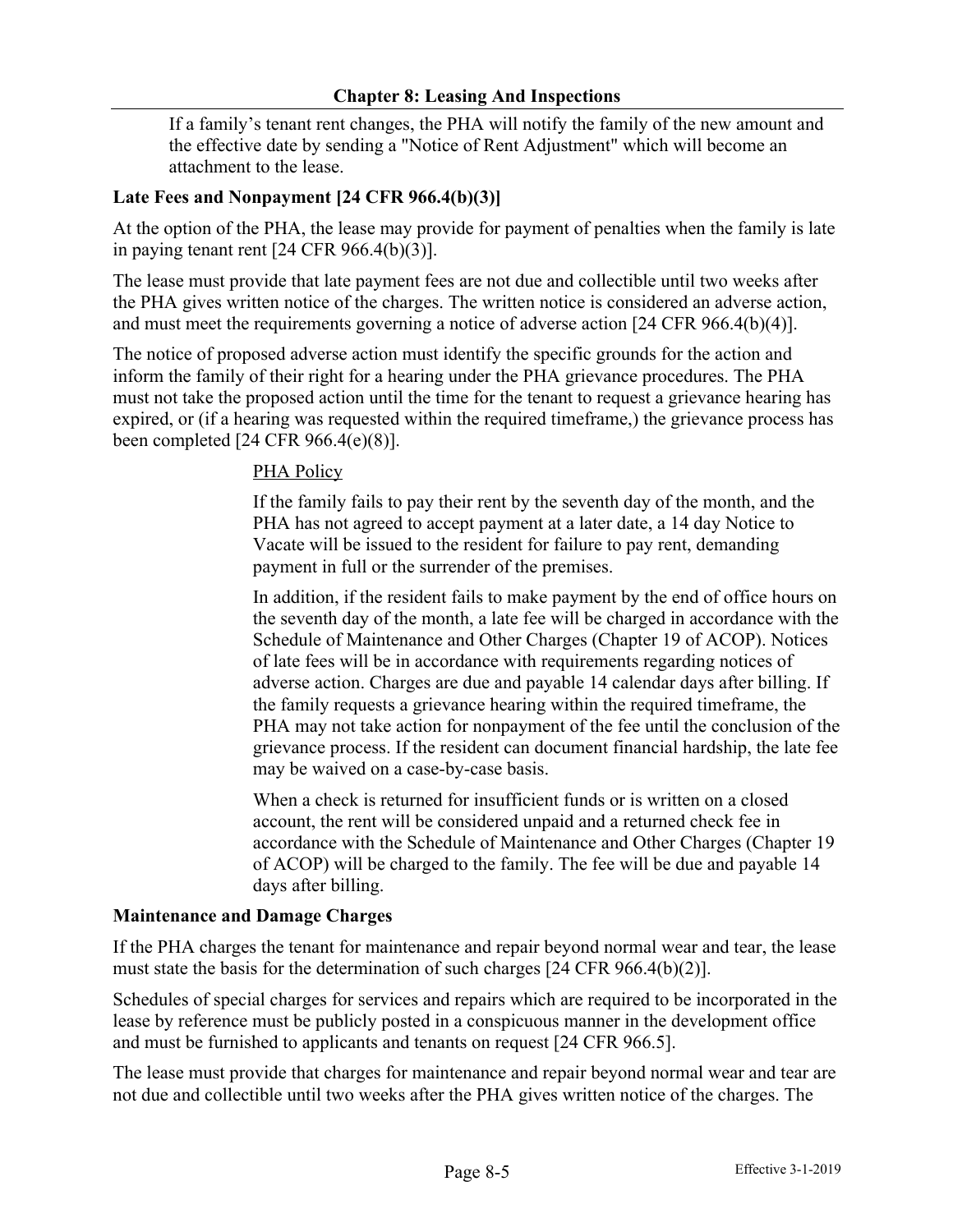If a family's tenant rent changes, the PHA will notify the family of the new amount and the effective date by sending a "Notice of Rent Adjustment" which will become an attachment to the lease.

### Late Fees and Nonpayment [24 CFR 966.4(b)(3)]

At the option of the PHA, the lease may provide for payment of penalties when the family is late in paying tenant rent [24 CFR 966.4(b)(3)].

The lease must provide that late payment fees are not due and collectible until two weeks after the PHA gives written notice of the charges. The written notice is considered an adverse action, and must meet the requirements governing a notice of adverse action [24 CFR 966.4(b)(4)].

The notice of proposed adverse action must identify the specific grounds for the action and inform the family of their right for a hearing under the PHA grievance procedures. The PHA must not take the proposed action until the time for the tenant to request a grievance hearing has expired, or (if a hearing was requested within the required timeframe,) the grievance process has been completed [24 CFR 966.4(e)(8)].

> PHA Policy
>
> If the family fails to pay their rent by the seventh day of the month, and the PHA has not agreed to accept payment at a later date, a 14 day Notice to Vacate will be issued to the resident for failure to pay rent, demanding payment in full or the surrender of the premises.
>
> In addition, if the resident fails to make payment by the end of office hours on the seventh day of the month, a late fee will be charged in accordance with the Schedule of Maintenance and Other Charges (Chapter 19 of ACOP). Notices of late fees will be in accordance with requirements regarding notices of adverse action. Charges are due and payable 14 calendar days after billing. If the family requests a grievance hearing within the required timeframe, the PHA may not take action for nonpayment of the fee until the conclusion of the grievance process. If the resident can document financial hardship, the late fee may be waived on a case-by-case basis.
>
> When a check is returned for insufficient funds or is written on a closed account, the rent will be considered unpaid and a returned check fee in accordance with the Schedule of Maintenance and Other Charges (Chapter 19 of ACOP) will be charged to the family. The fee will be due and payable 14 days after billing.

### Maintenance and Damage Charges

If the PHA charges the tenant for maintenance and repair beyond normal wear and tear, the lease must state the basis for the determination of such charges [24 CFR 966.4(b)(2)].

Schedules of special charges for services and repairs which are required to be incorporated in the lease by reference must be publicly posted in a conspicuous manner in the development office and must be furnished to applicants and tenants on request [24 CFR 966.5].

The lease must provide that charges for maintenance and repair beyond normal wear and tear are not due and collectible until two weeks after the PHA gives written notice of the charges. The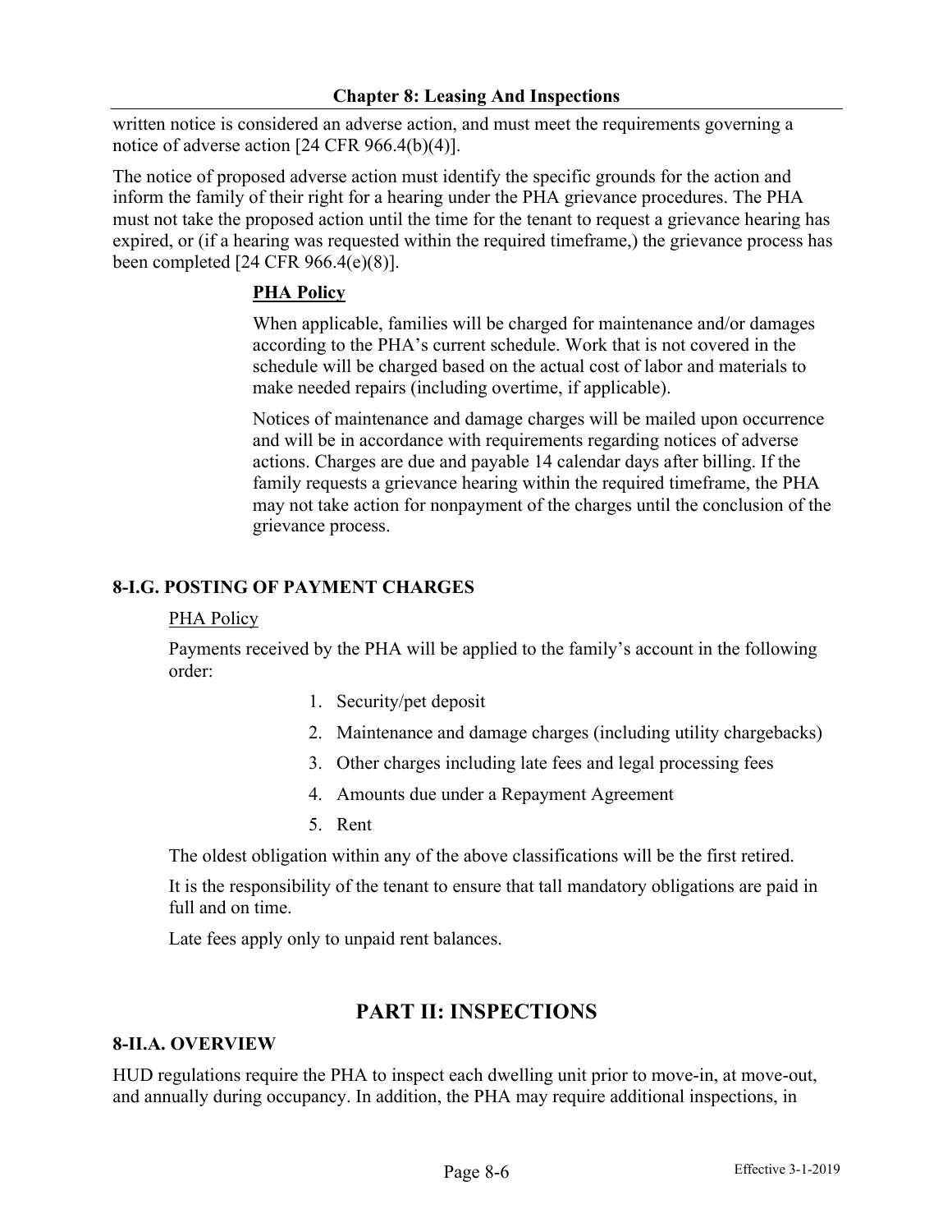written notice is considered an adverse action, and must meet the requirements governing a notice of adverse action [24 CFR 966.4(b)(4)].

The notice of proposed adverse action must identify the specific grounds for the action and inform the family of their right for a hearing under the PHA grievance procedures. The PHA must not take the proposed action until the time for the tenant to request a grievance hearing has expired, or (if a hearing was requested within the required timeframe,) the grievance process has been completed [24 CFR 966.4(e)(8)].

**PHA Policy**

When applicable, families will be charged for maintenance and/or damages according to the PHA's current schedule. Work that is not covered in the schedule will be charged based on the actual cost of labor and materials to make needed repairs (including overtime, if applicable).

Notices of maintenance and damage charges will be mailed upon occurrence and will be in accordance with requirements regarding notices of adverse actions. Charges are due and payable 14 calendar days after billing. If the family requests a grievance hearing within the required timeframe, the PHA may not take action for nonpayment of the charges until the conclusion of the grievance process.

### 8-I.G. POSTING OF PAYMENT CHARGES

PHA Policy

Payments received by the PHA will be applied to the family's account in the following order:

1. Security/pet deposit
2. Maintenance and damage charges (including utility chargebacks)
3. Other charges including late fees and legal processing fees
4. Amounts due under a Repayment Agreement
5. Rent

The oldest obligation within any of the above classifications will be the first retired.

It is the responsibility of the tenant to ensure that tall mandatory obligations are paid in full and on time.

Late fees apply only to unpaid rent balances.

## PART II: INSPECTIONS

### 8-II.A. OVERVIEW

HUD regulations require the PHA to inspect each dwelling unit prior to move-in, at move-out, and annually during occupancy. In addition, the PHA may require additional inspections, in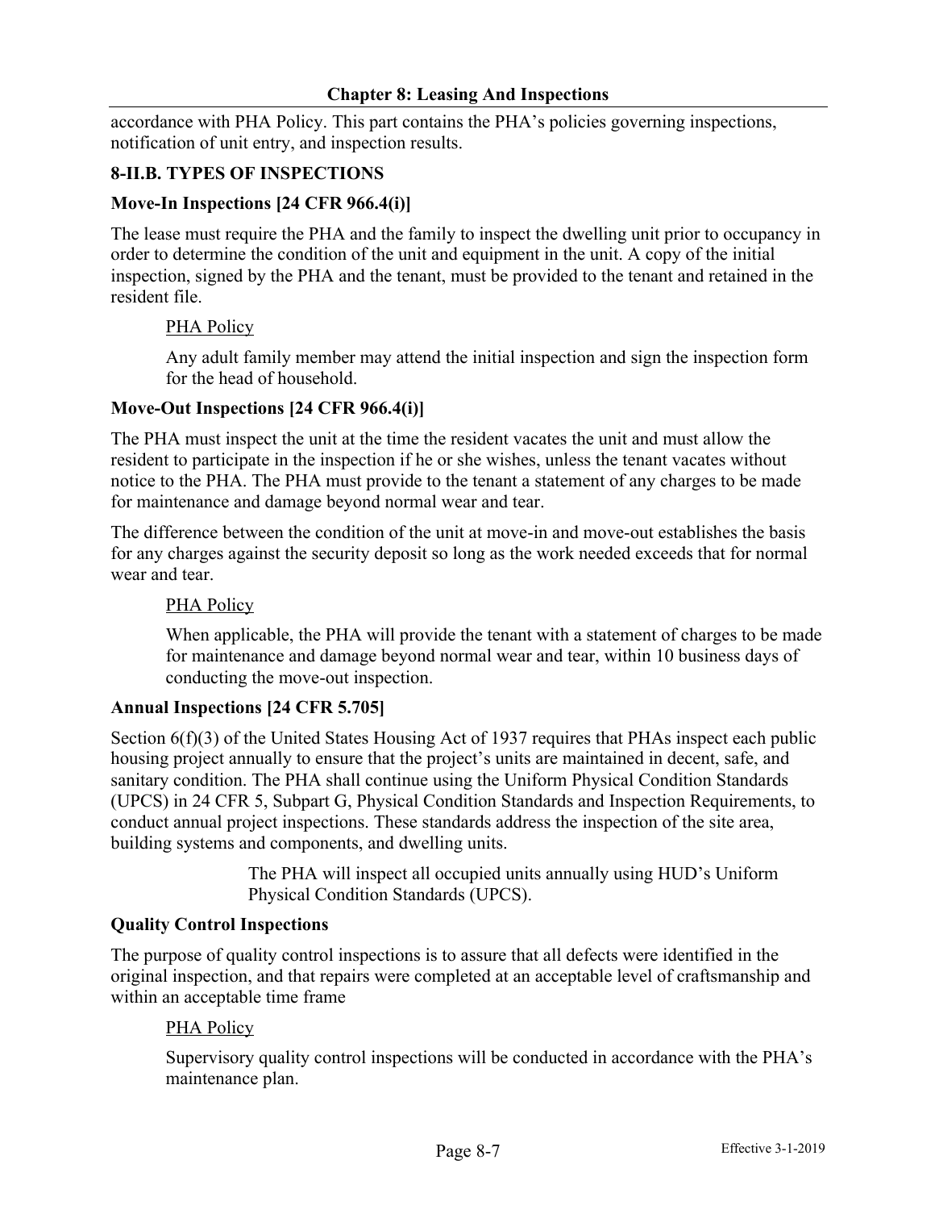accordance with PHA Policy. This part contains the PHA's policies governing inspections, notification of unit entry, and inspection results.

## 8-II.B. TYPES OF INSPECTIONS

### Move-In Inspections [24 CFR 966.4(i)]

The lease must require the PHA and the family to inspect the dwelling unit prior to occupancy in order to determine the condition of the unit and equipment in the unit. A copy of the initial inspection, signed by the PHA and the tenant, must be provided to the tenant and retained in the resident file.

> PHA Policy
>
> Any adult family member may attend the initial inspection and sign the inspection form for the head of household.

### Move-Out Inspections [24 CFR 966.4(i)]

The PHA must inspect the unit at the time the resident vacates the unit and must allow the resident to participate in the inspection if he or she wishes, unless the tenant vacates without notice to the PHA. The PHA must provide to the tenant a statement of any charges to be made for maintenance and damage beyond normal wear and tear.

The difference between the condition of the unit at move-in and move-out establishes the basis for any charges against the security deposit so long as the work needed exceeds that for normal wear and tear.

> PHA Policy
>
> When applicable, the PHA will provide the tenant with a statement of charges to be made for maintenance and damage beyond normal wear and tear, within 10 business days of conducting the move-out inspection.

### Annual Inspections [24 CFR 5.705]

Section 6(f)(3) of the United States Housing Act of 1937 requires that PHAs inspect each public housing project annually to ensure that the project's units are maintained in decent, safe, and sanitary condition. The PHA shall continue using the Uniform Physical Condition Standards (UPCS) in 24 CFR 5, Subpart G, Physical Condition Standards and Inspection Requirements, to conduct annual project inspections. These standards address the inspection of the site area, building systems and components, and dwelling units.

> The PHA will inspect all occupied units annually using HUD's Uniform Physical Condition Standards (UPCS).

### Quality Control Inspections

The purpose of quality control inspections is to assure that all defects were identified in the original inspection, and that repairs were completed at an acceptable level of craftsmanship and within an acceptable time frame

> PHA Policy
>
> Supervisory quality control inspections will be conducted in accordance with the PHA's maintenance plan.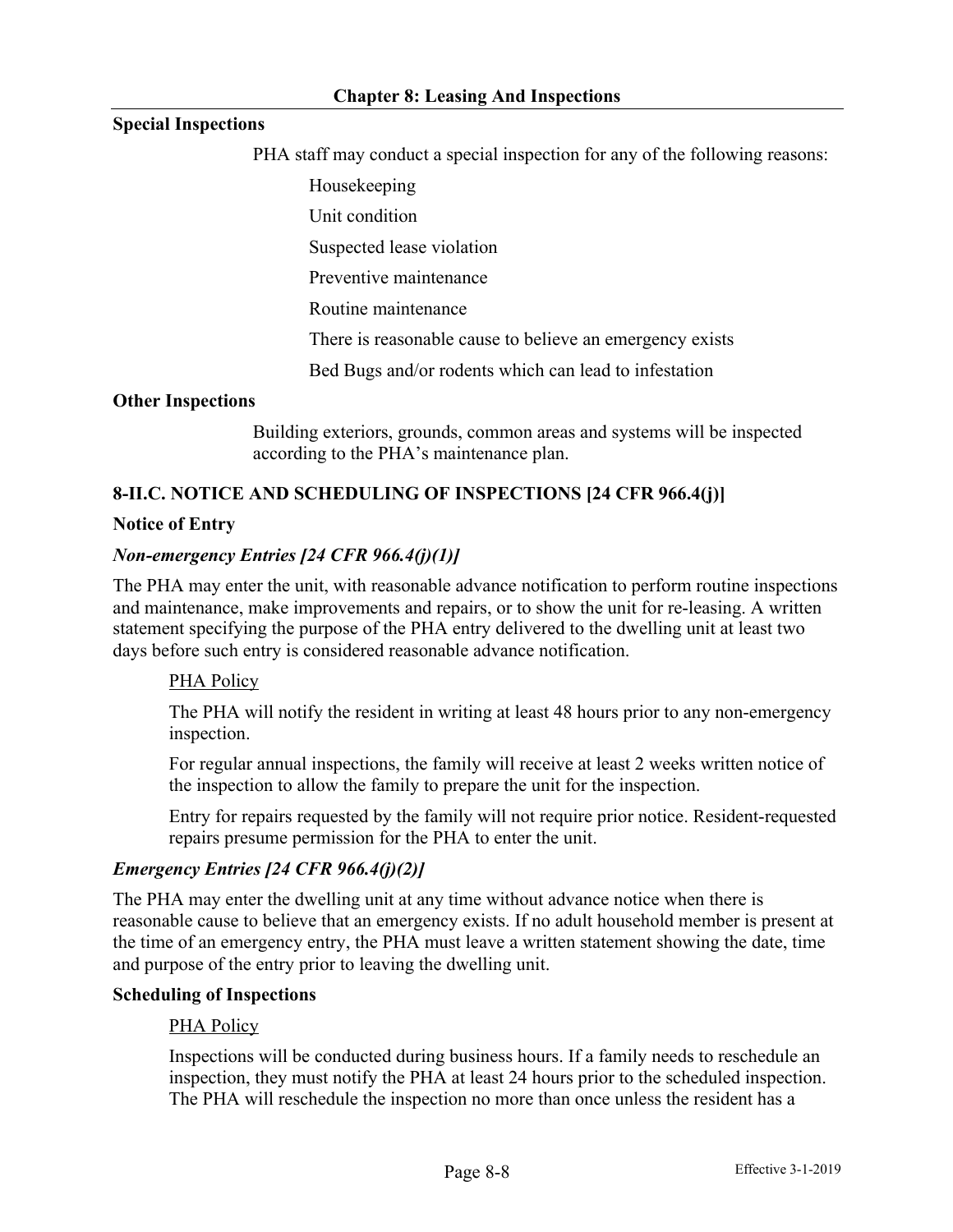**Special Inspections**

PHA staff may conduct a special inspection for any of the following reasons:

Housekeeping

Unit condition

Suspected lease violation

Preventive maintenance

Routine maintenance

There is reasonable cause to believe an emergency exists

Bed Bugs and/or rodents which can lead to infestation

**Other Inspections**

Building exteriors, grounds, common areas and systems will be inspected according to the PHA's maintenance plan.

## 8-II.C. NOTICE AND SCHEDULING OF INSPECTIONS [24 CFR 966.4(j)]

**Notice of Entry**

***Non-emergency Entries [24 CFR 966.4(j)(1)]***

The PHA may enter the unit, with reasonable advance notification to perform routine inspections and maintenance, make improvements and repairs, or to show the unit for re-leasing. A written statement specifying the purpose of the PHA entry delivered to the dwelling unit at least two days before such entry is considered reasonable advance notification.

PHA Policy

The PHA will notify the resident in writing at least 48 hours prior to any non-emergency inspection.

For regular annual inspections, the family will receive at least 2 weeks written notice of the inspection to allow the family to prepare the unit for the inspection.

Entry for repairs requested by the family will not require prior notice. Resident-requested repairs presume permission for the PHA to enter the unit.

***Emergency Entries [24 CFR 966.4(j)(2)]***

The PHA may enter the dwelling unit at any time without advance notice when there is reasonable cause to believe that an emergency exists. If no adult household member is present at the time of an emergency entry, the PHA must leave a written statement showing the date, time and purpose of the entry prior to leaving the dwelling unit.

**Scheduling of Inspections**

PHA Policy

Inspections will be conducted during business hours. If a family needs to reschedule an inspection, they must notify the PHA at least 24 hours prior to the scheduled inspection. The PHA will reschedule the inspection no more than once unless the resident has a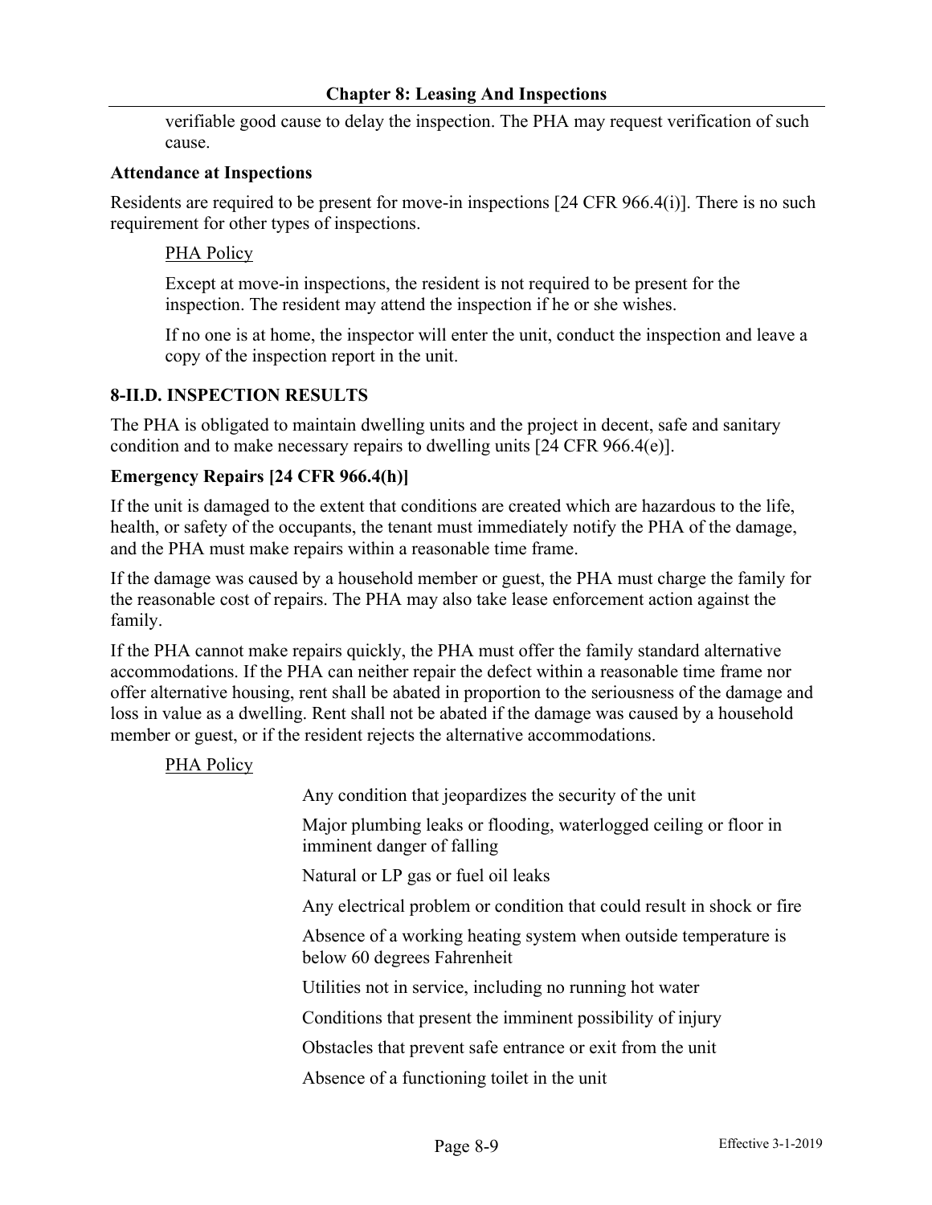verifiable good cause to delay the inspection. The PHA may request verification of such cause.

**Attendance at Inspections**

Residents are required to be present for move-in inspections [24 CFR 966.4(i)]. There is no such requirement for other types of inspections.

PHA Policy

Except at move-in inspections, the resident is not required to be present for the inspection. The resident may attend the inspection if he or she wishes.

If no one is at home, the inspector will enter the unit, conduct the inspection and leave a copy of the inspection report in the unit.

### 8-II.D. INSPECTION RESULTS

The PHA is obligated to maintain dwelling units and the project in decent, safe and sanitary condition and to make necessary repairs to dwelling units [24 CFR 966.4(e)].

**Emergency Repairs [24 CFR 966.4(h)]**

If the unit is damaged to the extent that conditions are created which are hazardous to the life, health, or safety of the occupants, the tenant must immediately notify the PHA of the damage, and the PHA must make repairs within a reasonable time frame.

If the damage was caused by a household member or guest, the PHA must charge the family for the reasonable cost of repairs. The PHA may also take lease enforcement action against the family.

If the PHA cannot make repairs quickly, the PHA must offer the family standard alternative accommodations. If the PHA can neither repair the defect within a reasonable time frame nor offer alternative housing, rent shall be abated in proportion to the seriousness of the damage and loss in value as a dwelling. Rent shall not be abated if the damage was caused by a household member or guest, or if the resident rejects the alternative accommodations.

PHA Policy

Any condition that jeopardizes the security of the unit

Major plumbing leaks or flooding, waterlogged ceiling or floor in imminent danger of falling

Natural or LP gas or fuel oil leaks

Any electrical problem or condition that could result in shock or fire

Absence of a working heating system when outside temperature is below 60 degrees Fahrenheit

Utilities not in service, including no running hot water

Conditions that present the imminent possibility of injury

Obstacles that prevent safe entrance or exit from the unit

Absence of a functioning toilet in the unit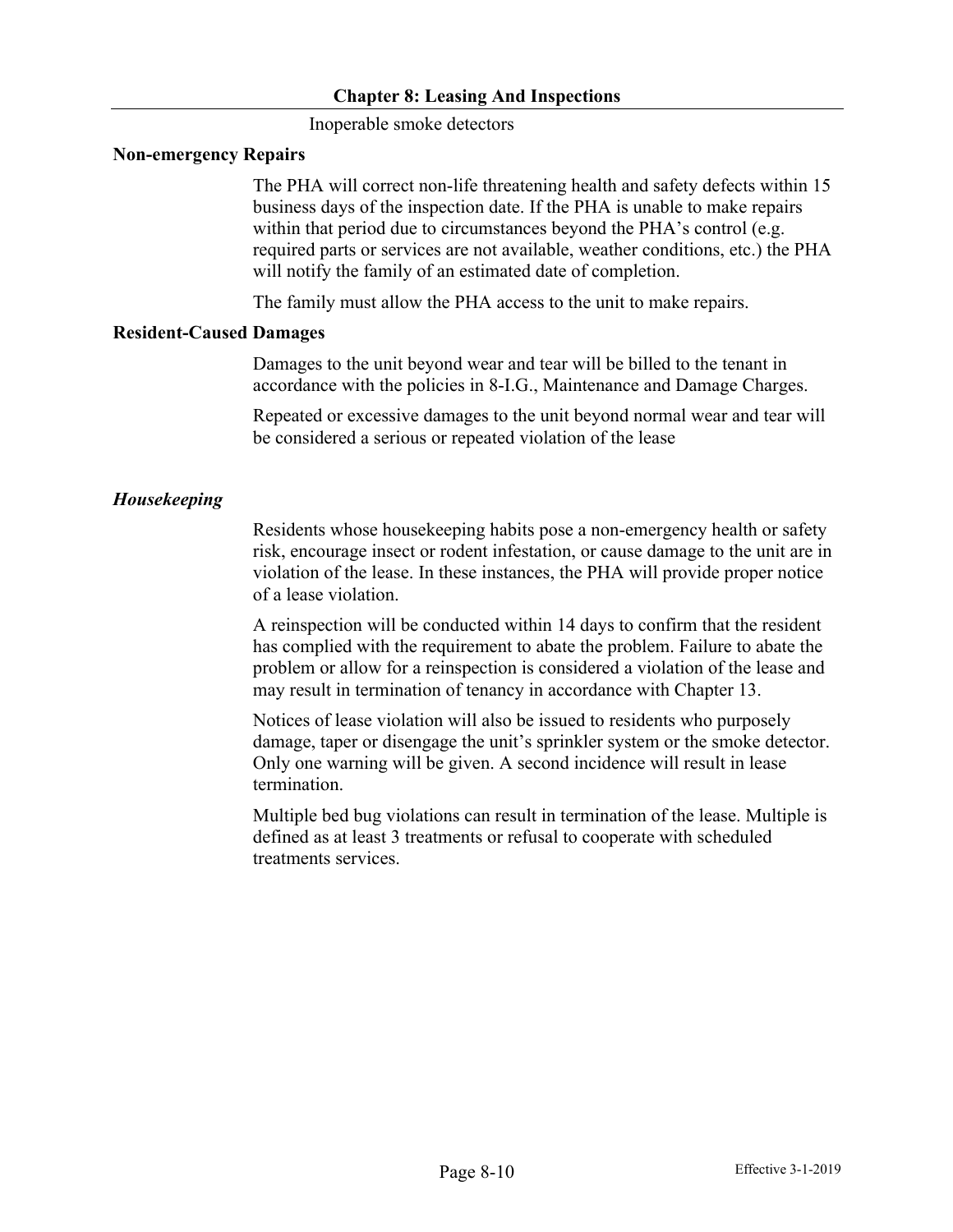Inoperable smoke detectors

**Non-emergency Repairs**

The PHA will correct non-life threatening health and safety defects within 15 business days of the inspection date. If the PHA is unable to make repairs within that period due to circumstances beyond the PHA's control (e.g. required parts or services are not available, weather conditions, etc.) the PHA will notify the family of an estimated date of completion.

The family must allow the PHA access to the unit to make repairs.

**Resident-Caused Damages**

Damages to the unit beyond wear and tear will be billed to the tenant in accordance with the policies in 8-I.G., Maintenance and Damage Charges.

Repeated or excessive damages to the unit beyond normal wear and tear will be considered a serious or repeated violation of the lease

***Housekeeping***

Residents whose housekeeping habits pose a non-emergency health or safety risk, encourage insect or rodent infestation, or cause damage to the unit are in violation of the lease. In these instances, the PHA will provide proper notice of a lease violation.

A reinspection will be conducted within 14 days to confirm that the resident has complied with the requirement to abate the problem. Failure to abate the problem or allow for a reinspection is considered a violation of the lease and may result in termination of tenancy in accordance with Chapter 13.

Notices of lease violation will also be issued to residents who purposely damage, taper or disengage the unit's sprinkler system or the smoke detector. Only one warning will be given. A second incidence will result in lease termination.

Multiple bed bug violations can result in termination of the lease. Multiple is defined as at least 3 treatments or refusal to cooperate with scheduled treatments services.